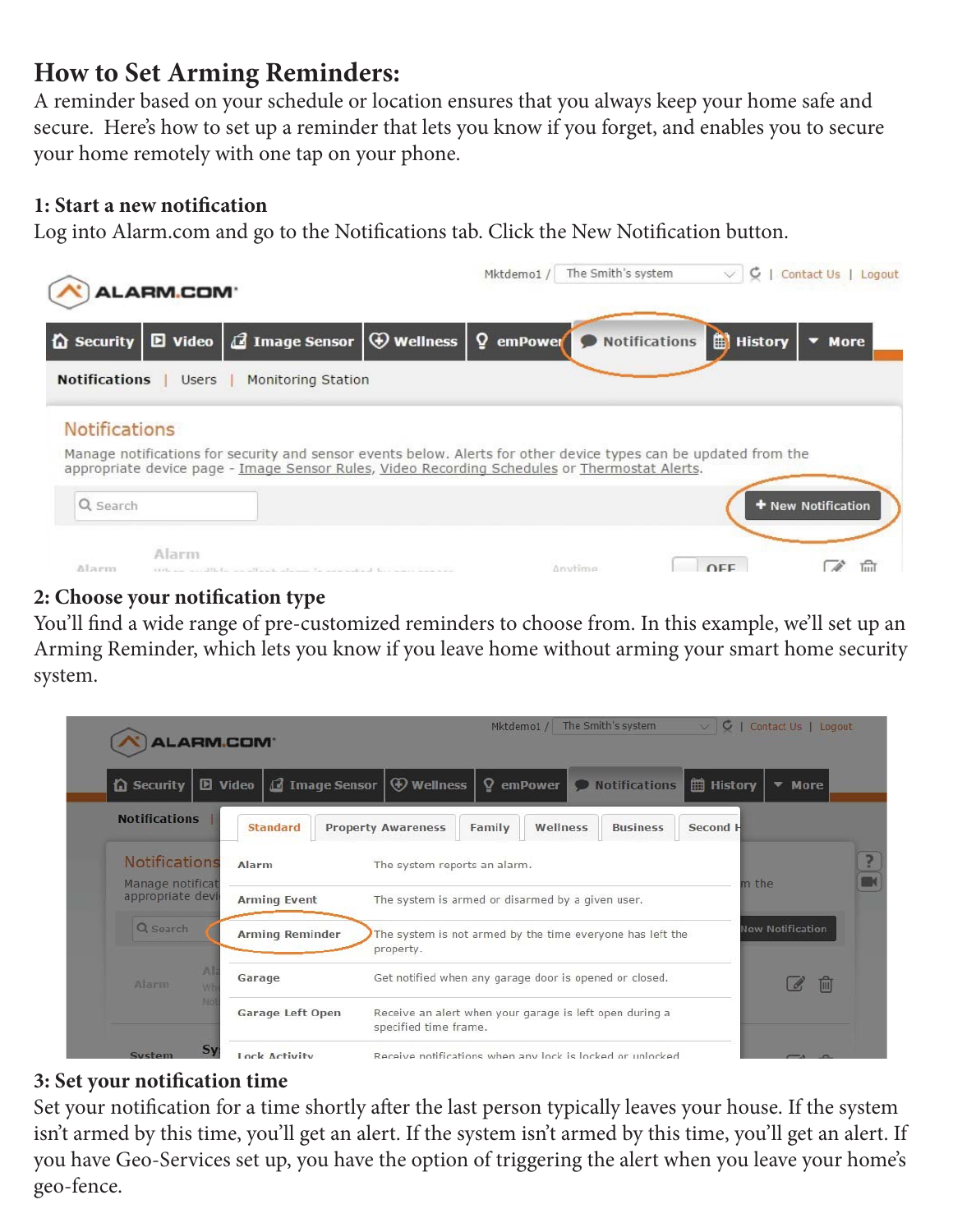# How to Set Arming Reminders:

A reminder based on your schedule or location ensures that you always keep your home safe and secure. Here's how to set up a reminder that lets you know if you forget, and enables you to secure your home remotely with one tap on your phone.

### 1: Start a new notification

Log into Alarm.com and go to the Notifications tab. Click the New Notification button.

### 2: Choose your notification type

You'll find a wide range of pre-customized reminders to choose from. In this example, we'll set up an Arming Reminder, which lets you know if you leave home without arming your smart home security system.

### 3: Set your notification time

Set your notification for a time shortly after the last person typically leaves your house. If the system isn't armed by this time, you'll get an alert. If the system isn't armed by this time, you'll get an alert. If you have Geo-Services set up, you have the option of triggering the alert when you leave your home's geo-fence.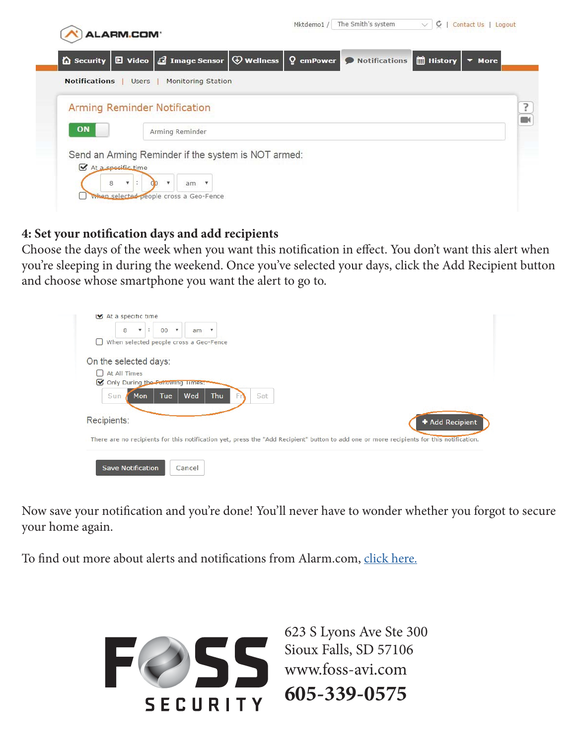## 4: Set your notification days and add recipients

Choose the days of the week when you want this notification in effect. You don't want this alert when you're sleeping in during the weekend. Once you've selected your days, click the Add Recipient button and choose whose smartphone you want the alert to go to.

Now save your notification and you're done! You'll never have to wonder whether you forgot to secure your home again.

To find out more about alerts and notifications from Alarm.com, [click here.]()

623 S Lyons Ave Ste 300
Sioux Falls, SD 57106
www.foss-avi.com
**605-339-0575**